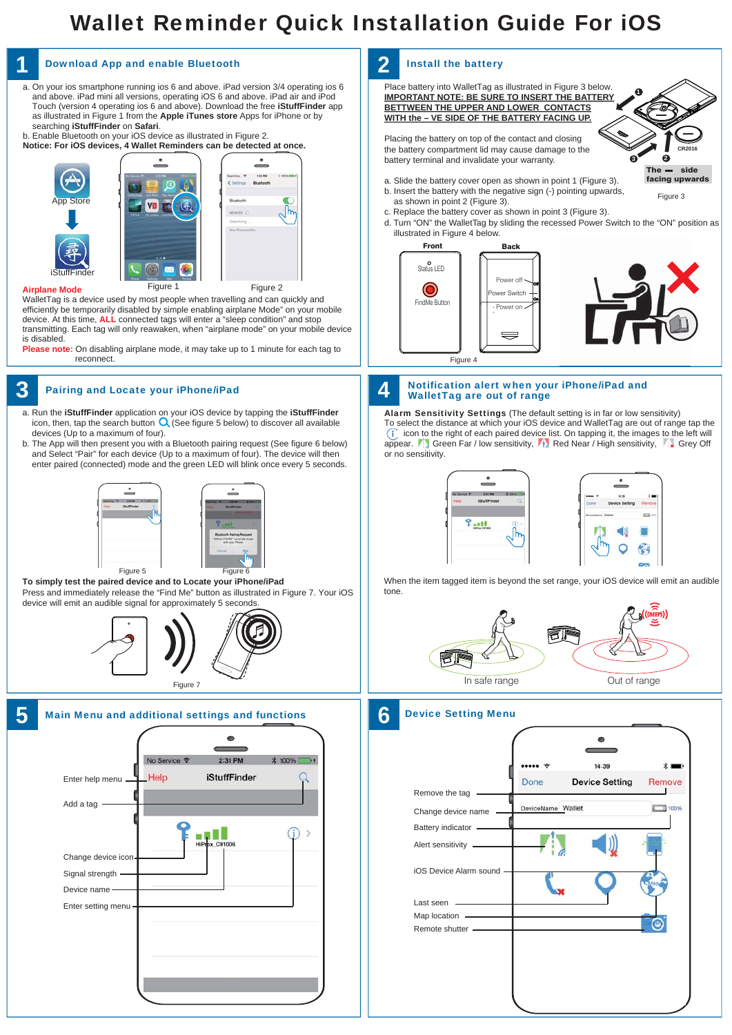# Wallet Reminder Quick Installation Guide For iOS

## 1 Download App and enable Bluetooth

a. On your ios smartphone running ios 6 and above. iPad version 3/4 operating ios 6 and above. iPad mini all versions, operating iOS 6 and above. iPad air and iPod Touch (version 4 operating ios 6 and above). Download the free **iStuffFinder** app as illustrated in Figure 1 from the **Apple iTunes store** Apps for iPhone or by searching **iStuffFinder** on **Safari**.

b. Enable Bluetooth on your iOS device as illustrated in Figure 2.

**Notice: For iOS devices, 4 Wallet Reminders can be detected at once.**

App Store

iStuffFinder

Figure 1

Figure 2

**Airplane Mode**

WalletTag is a device used by most people when travelling and can quickly and efficiently be temporarily disabled by simple enabling airplane Mode" on your mobile device. At this time, **ALL** connected tags will enter a "sleep condition" and stop transmitting. Each tag will only reawaken, when "airplane mode" on your mobile device is disabled.

**Please note:** On disabling airplane mode, it may take up to 1 minute for each tag to reconnect.

## 2 Install the battery

Place battery into WalletTag as illustrated in Figure 3 below.

**IMPORTANT NOTE: BE SURE TO INSERT THE BATTERY BETTWEEN THE UPPER AND LOWER CONTACTS WITH THE – VE SIDE OF THE BATTERY FACING UP.**

Placing the battery on top of the contact and closing the battery compartment lid may cause damage to the battery terminal and invalidate your warranty.

CR2016

The – side facing upwards

Figure 3

a. Slide the battery cover open as shown in point 1 (Figure 3).

b. Insert the battery with the negative sign (-) pointing upwards, as shown in point 2 (Figure 3).

c. Replace the battery cover as shown in point 3 (Figure 3).

d. Turn "ON" the WalletTag by sliding the recessed Power Switch to the "ON" position as illustrated in Figure 4 below.

Front: Status LED, FindMe Button

Back: Power off, Power Switch, Power on

Figure 4

## 3 Pairing and Locate your iPhone/iPad

a. Run the **iStuffFinder** application on your iOS device by tapping the **iStuffFinder** icon, then, tap the search button (See figure 5 below) to discover all available devices (Up to a maximum of four).

b. The App will then present you with a Bluetooth pairing request (See figure 6 below) and Select "Pair" for each device (Up to a maximum of four). The device will then enter paired (connected) mode and the green LED will blink once every 5 seconds.

Figure 5

Figure 6

**To simply test the paired device and to Locate your iPhone/iPad**

Press and immediately release the "Find Me" button as illustrated in Figure 7. Your iOS device will emit an audible signal for approximately 5 seconds.

Figure 7

## 4 Notification alert when your iPhone/iPad and WalletTag are out of range

**Alarm Sensitivity Settings** (The default setting is in far or low sensitivity)

To select the distance at which your iOS device and WalletTag are out of range tap the icon to the right of each paired device list. On tapping it, the images to the left will appear. Green Far / low sensitivity, Red Near / High sensitivity, Grey Off or no sensitivity.

When the item tagged item is beyond the set range, your iOS device will emit an audible tone.

In safe range

Out of range

## 5 Main Menu and additional settings and functions

- Enter help menu
- Add a tag
- Change device icon
- Signal strength
- Device name
- Enter setting menu

## 6 Device Setting Menu

- Remove the tag
- Change device name
- Battery indicator
- Alert sensitivity
- iOS Device Alarm sound
- Last seen
- Map location
- Remote shutter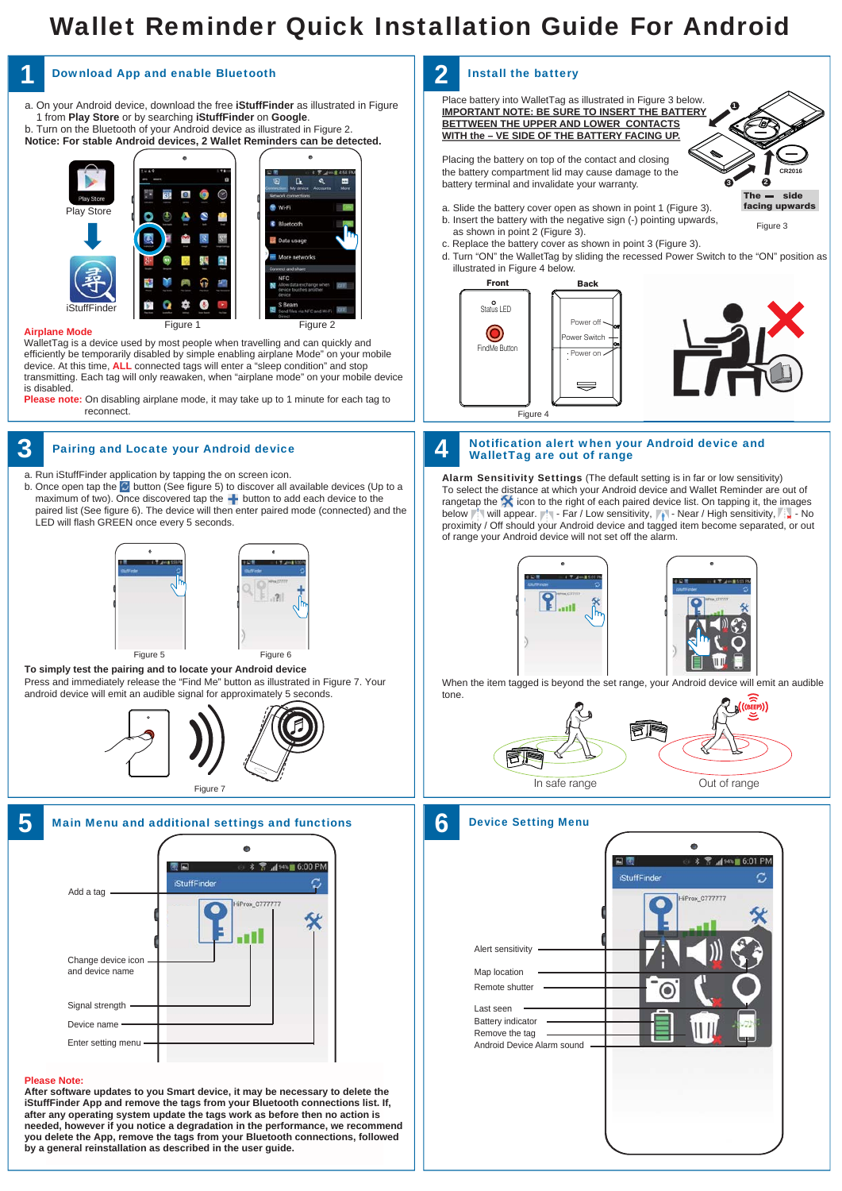# Wallet Reminder Quick Installation Guide For Android

## 1 Download App and enable Bluetooth

a. On your Android device, download the free **iStuffFinder** as illustrated in Figure 1 from **Play Store** or by searching **iStuffFinder** on **Google**.
b. Turn on the Bluetooth of your Android device as illustrated in Figure 2.
**Notice: For stable Android devices, 2 Wallet Reminders can be detected.**

Play Store

iStuffFinder

Figure 1

Figure 2

**Airplane Mode**
WalletTag is a device used by most people when travelling and can quickly and efficiently be temporarily disabled by simple enabling airplane Mode" on your mobile device. At this time, **ALL** connected tags will enter a "sleep condition" and stop transmitting. Each tag will only reawaken, when "airplane mode" on your mobile device is disabled.
**Please note:** On disabling airplane mode, it may take up to 1 minute for each tag to reconnect.

## 2 Install the battery

Place battery into WalletTag as illustrated in Figure 3 below.
**IMPORTANT NOTE: BE SURE TO INSERT THE BATTERY BETTWEEN THE UPPER AND LOWER CONTACTS WITH the – VE SIDE OF THE BATTERY FACING UP.**

Placing the battery on top of the contact and closing the battery compartment lid may cause damage to the battery terminal and invalidate your warranty.

CR2016

The ▬ side facing upwards

Figure 3

a. Slide the battery cover open as shown in point 1 (Figure 3).
b. Insert the battery with the negative sign (-) pointing upwards, as shown in point 2 (Figure 3).
c. Replace the battery cover as shown in point 3 (Figure 3).
d. Turn "ON" the WalletTag by sliding the recessed Power Switch to the "ON" position as illustrated in Figure 4 below.

Front

Status LED

FindMe Button

Back

Power off

Power Switch

Power on

Figure 4

## 3 Pairing and Locate your Android device

a. Run iStuffFinder application by tapping the on screen icon.
b. Once open tap the button (See figure 5) to discover all available devices (Up to a maximum of two). Once discovered tap the button to add each device to the paired list (See figure 6). The device will then enter paired mode (connected) and the LED will flash GREEN once every 5 seconds.

Figure 5

Figure 6

**To simply test the pairing and to locate your Android device**
Press and immediately release the "Find Me" button as illustrated in Figure 7. Your android device will emit an audible signal for approximately 5 seconds.

Figure 7

## 4 Notification alert when your Android device and WalletTag are out of range

**Alarm Sensitivity Settings** (The default setting is in far or low sensitivity)
To select the distance at which your Android device and Wallet Reminder are out of rangetap the icon to the right of each paired device list. On tapping it, the images below will appear. - Far / Low sensitivity, - Near / High sensitivity, - No proximity / Off should your Android device and tagged item become separated, or out of range your Android device will not set off the alarm.

When the item tagged is beyond the set range, your Android device will emit an audible tone.

In safe range

Out of range

## 5 Main Menu and additional settings and functions

Add a tag

Change device icon and device name

Signal strength

Device name

Enter setting menu

**Please Note:**
**After software updates to you Smart device, it may be necessary to delete the iStuffFinder App and remove the tags from your Bluetooth connections list. If, after any operating system update the tags work as before then no action is needed, however if you notice a degradation in the performance, we recommend you delete the App, remove the tags from your Bluetooth connections, followed by a general reinstallation as described in the user guide.**

## 6 Device Setting Menu

Alert sensitivity

Map location

Remote shutter

Last seen

Battery indicator

Remove the tag

Android Device Alarm sound